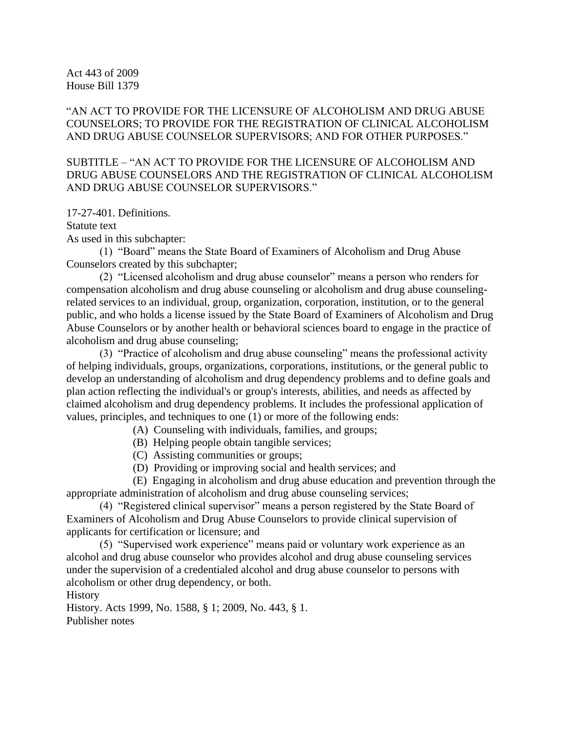Act 443 of 2009
House Bill 1379

"AN ACT TO PROVIDE FOR THE LICENSURE OF ALCOHOLISM AND DRUG ABUSE COUNSELORS; TO PROVIDE FOR THE REGISTRATION OF CLINICAL ALCOHOLISM AND DRUG ABUSE COUNSELOR SUPERVISORS; AND FOR OTHER PURPOSES."

SUBTITLE – "AN ACT TO PROVIDE FOR THE LICENSURE OF ALCOHOLISM AND DRUG ABUSE COUNSELORS AND THE REGISTRATION OF CLINICAL ALCOHOLISM AND DRUG ABUSE COUNSELOR SUPERVISORS."

17-27-401. Definitions.
Statute text
As used in this subchapter:

(1) "Board" means the State Board of Examiners of Alcoholism and Drug Abuse Counselors created by this subchapter;

(2) "Licensed alcoholism and drug abuse counselor" means a person who renders for compensation alcoholism and drug abuse counseling or alcoholism and drug abuse counseling-related services to an individual, group, organization, corporation, institution, or to the general public, and who holds a license issued by the State Board of Examiners of Alcoholism and Drug Abuse Counselors or by another health or behavioral sciences board to engage in the practice of alcoholism and drug abuse counseling;

(3) "Practice of alcoholism and drug abuse counseling" means the professional activity of helping individuals, groups, organizations, corporations, institutions, or the general public to develop an understanding of alcoholism and drug dependency problems and to define goals and plan action reflecting the individual's or group's interests, abilities, and needs as affected by claimed alcoholism and drug dependency problems. It includes the professional application of values, principles, and techniques to one (1) or more of the following ends:

(A) Counseling with individuals, families, and groups;

(B) Helping people obtain tangible services;

(C) Assisting communities or groups;

(D) Providing or improving social and health services; and

(E) Engaging in alcoholism and drug abuse education and prevention through the appropriate administration of alcoholism and drug abuse counseling services;

(4) "Registered clinical supervisor" means a person registered by the State Board of Examiners of Alcoholism and Drug Abuse Counselors to provide clinical supervision of applicants for certification or licensure; and

(5) "Supervised work experience" means paid or voluntary work experience as an alcohol and drug abuse counselor who provides alcohol and drug abuse counseling services under the supervision of a credentialed alcohol and drug abuse counselor to persons with alcoholism or other drug dependency, or both.

History
History. Acts 1999, No. 1588, § 1; 2009, No. 443, § 1.
Publisher notes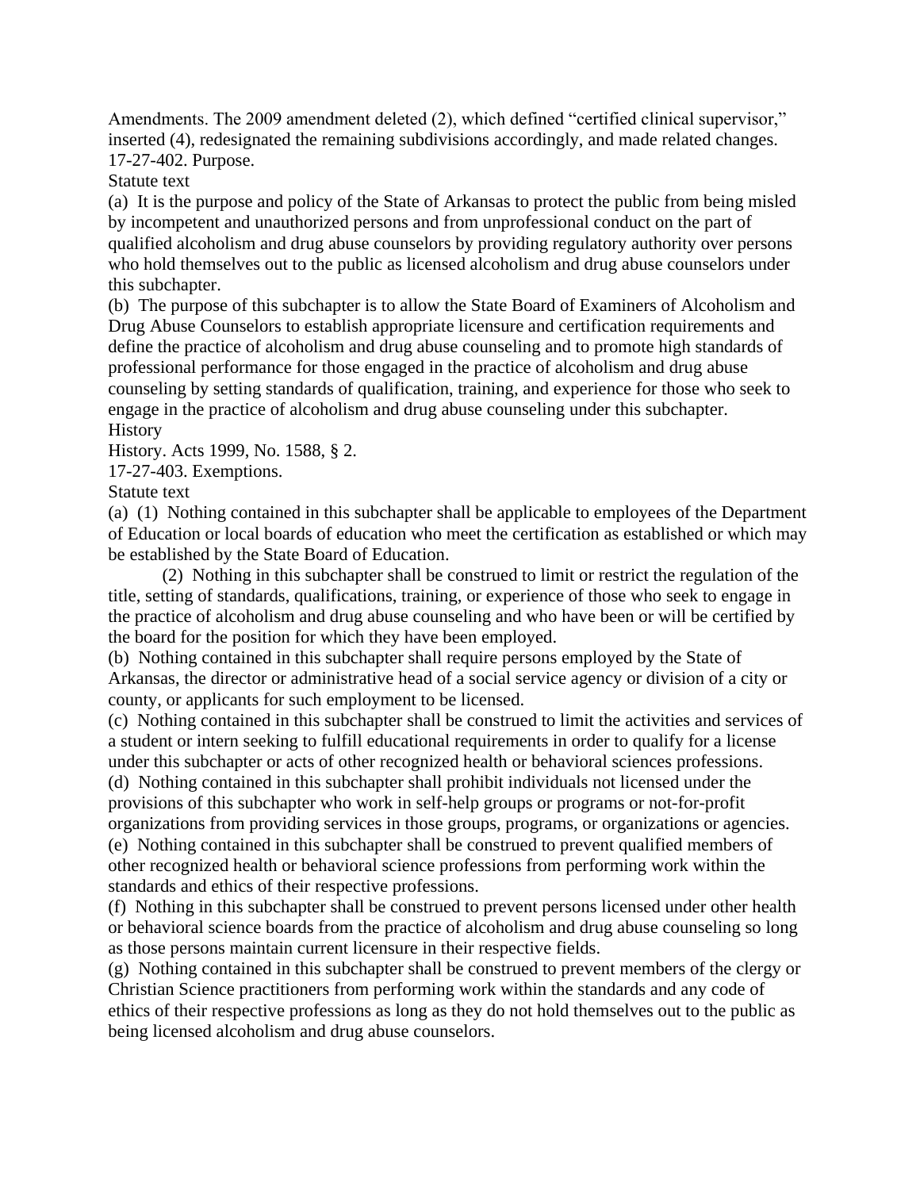Amendments. The 2009 amendment deleted (2), which defined "certified clinical supervisor," inserted (4), redesignated the remaining subdivisions accordingly, and made related changes.

17-27-402. Purpose.

Statute text

(a) It is the purpose and policy of the State of Arkansas to protect the public from being misled by incompetent and unauthorized persons and from unprofessional conduct on the part of qualified alcoholism and drug abuse counselors by providing regulatory authority over persons who hold themselves out to the public as licensed alcoholism and drug abuse counselors under this subchapter.

(b) The purpose of this subchapter is to allow the State Board of Examiners of Alcoholism and Drug Abuse Counselors to establish appropriate licensure and certification requirements and define the practice of alcoholism and drug abuse counseling and to promote high standards of professional performance for those engaged in the practice of alcoholism and drug abuse counseling by setting standards of qualification, training, and experience for those who seek to engage in the practice of alcoholism and drug abuse counseling under this subchapter.

History

History. Acts 1999, No. 1588, § 2.

17-27-403. Exemptions.

Statute text

(a) (1) Nothing contained in this subchapter shall be applicable to employees of the Department of Education or local boards of education who meet the certification as established or which may be established by the State Board of Education.

(2) Nothing in this subchapter shall be construed to limit or restrict the regulation of the title, setting of standards, qualifications, training, or experience of those who seek to engage in the practice of alcoholism and drug abuse counseling and who have been or will be certified by the board for the position for which they have been employed.

(b) Nothing contained in this subchapter shall require persons employed by the State of Arkansas, the director or administrative head of a social service agency or division of a city or county, or applicants for such employment to be licensed.

(c) Nothing contained in this subchapter shall be construed to limit the activities and services of a student or intern seeking to fulfill educational requirements in order to qualify for a license under this subchapter or acts of other recognized health or behavioral sciences professions.

(d) Nothing contained in this subchapter shall prohibit individuals not licensed under the provisions of this subchapter who work in self-help groups or programs or not-for-profit organizations from providing services in those groups, programs, or organizations or agencies.

(e) Nothing contained in this subchapter shall be construed to prevent qualified members of other recognized health or behavioral science professions from performing work within the standards and ethics of their respective professions.

(f) Nothing in this subchapter shall be construed to prevent persons licensed under other health or behavioral science boards from the practice of alcoholism and drug abuse counseling so long as those persons maintain current licensure in their respective fields.

(g) Nothing contained in this subchapter shall be construed to prevent members of the clergy or Christian Science practitioners from performing work within the standards and any code of ethics of their respective professions as long as they do not hold themselves out to the public as being licensed alcoholism and drug abuse counselors.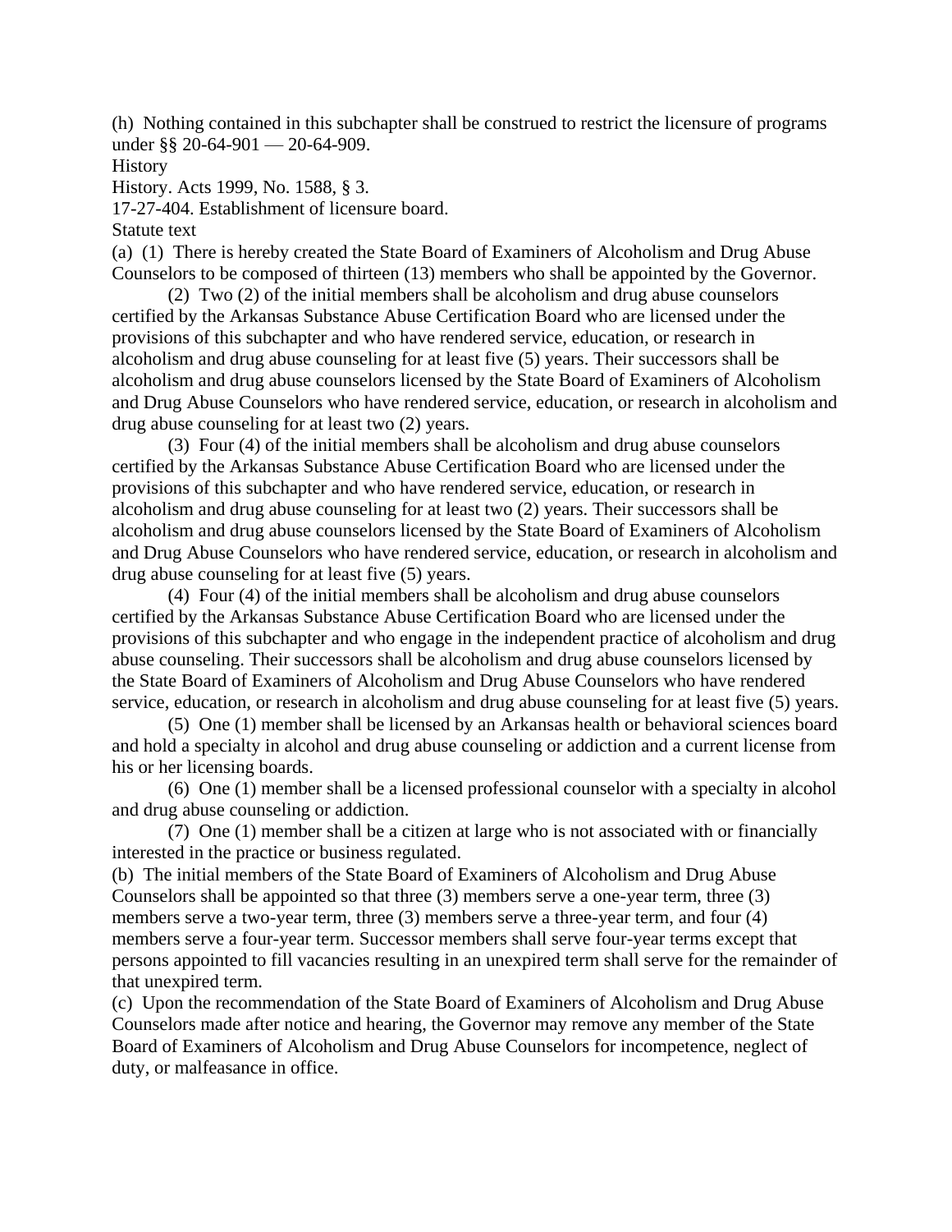(h) Nothing contained in this subchapter shall be construed to restrict the licensure of programs under §§ 20-64-901 — 20-64-909.

History

History. Acts 1999, No. 1588, § 3.

17-27-404. Establishment of licensure board.

Statute text

(a) (1) There is hereby created the State Board of Examiners of Alcoholism and Drug Abuse Counselors to be composed of thirteen (13) members who shall be appointed by the Governor.

(2) Two (2) of the initial members shall be alcoholism and drug abuse counselors certified by the Arkansas Substance Abuse Certification Board who are licensed under the provisions of this subchapter and who have rendered service, education, or research in alcoholism and drug abuse counseling for at least five (5) years. Their successors shall be alcoholism and drug abuse counselors licensed by the State Board of Examiners of Alcoholism and Drug Abuse Counselors who have rendered service, education, or research in alcoholism and drug abuse counseling for at least two (2) years.

(3) Four (4) of the initial members shall be alcoholism and drug abuse counselors certified by the Arkansas Substance Abuse Certification Board who are licensed under the provisions of this subchapter and who have rendered service, education, or research in alcoholism and drug abuse counseling for at least two (2) years. Their successors shall be alcoholism and drug abuse counselors licensed by the State Board of Examiners of Alcoholism and Drug Abuse Counselors who have rendered service, education, or research in alcoholism and drug abuse counseling for at least five (5) years.

(4) Four (4) of the initial members shall be alcoholism and drug abuse counselors certified by the Arkansas Substance Abuse Certification Board who are licensed under the provisions of this subchapter and who engage in the independent practice of alcoholism and drug abuse counseling. Their successors shall be alcoholism and drug abuse counselors licensed by the State Board of Examiners of Alcoholism and Drug Abuse Counselors who have rendered service, education, or research in alcoholism and drug abuse counseling for at least five (5) years.

(5) One (1) member shall be licensed by an Arkansas health or behavioral sciences board and hold a specialty in alcohol and drug abuse counseling or addiction and a current license from his or her licensing boards.

(6) One (1) member shall be a licensed professional counselor with a specialty in alcohol and drug abuse counseling or addiction.

(7) One (1) member shall be a citizen at large who is not associated with or financially interested in the practice or business regulated.

(b) The initial members of the State Board of Examiners of Alcoholism and Drug Abuse Counselors shall be appointed so that three (3) members serve a one-year term, three (3) members serve a two-year term, three (3) members serve a three-year term, and four (4) members serve a four-year term. Successor members shall serve four-year terms except that persons appointed to fill vacancies resulting in an unexpired term shall serve for the remainder of that unexpired term.

(c) Upon the recommendation of the State Board of Examiners of Alcoholism and Drug Abuse Counselors made after notice and hearing, the Governor may remove any member of the State Board of Examiners of Alcoholism and Drug Abuse Counselors for incompetence, neglect of duty, or malfeasance in office.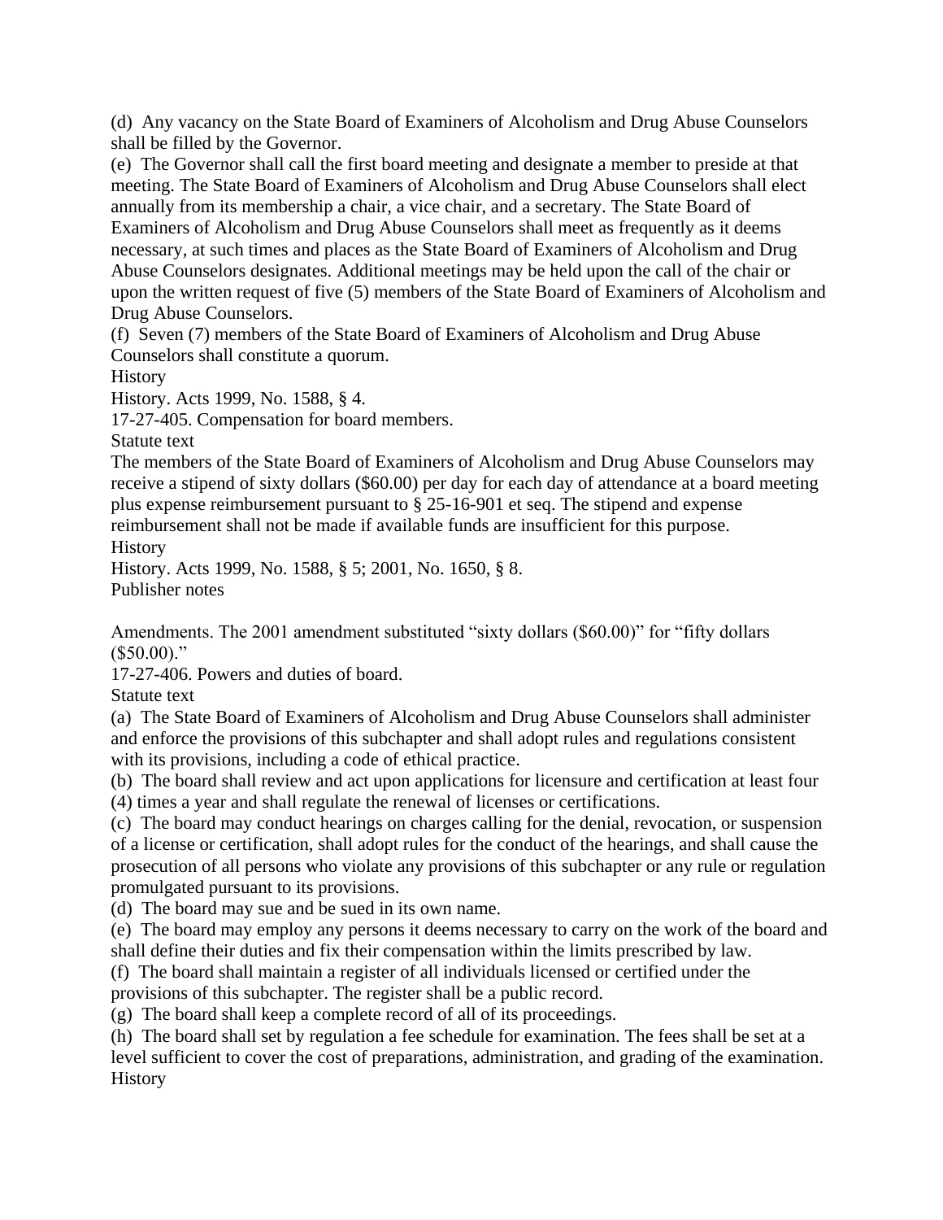(d) Any vacancy on the State Board of Examiners of Alcoholism and Drug Abuse Counselors shall be filled by the Governor.

(e) The Governor shall call the first board meeting and designate a member to preside at that meeting. The State Board of Examiners of Alcoholism and Drug Abuse Counselors shall elect annually from its membership a chair, a vice chair, and a secretary. The State Board of Examiners of Alcoholism and Drug Abuse Counselors shall meet as frequently as it deems necessary, at such times and places as the State Board of Examiners of Alcoholism and Drug Abuse Counselors designates. Additional meetings may be held upon the call of the chair or upon the written request of five (5) members of the State Board of Examiners of Alcoholism and Drug Abuse Counselors.

(f) Seven (7) members of the State Board of Examiners of Alcoholism and Drug Abuse Counselors shall constitute a quorum.

History

History. Acts 1999, No. 1588, § 4.

17-27-405. Compensation for board members.

Statute text

The members of the State Board of Examiners of Alcoholism and Drug Abuse Counselors may receive a stipend of sixty dollars ($60.00) per day for each day of attendance at a board meeting plus expense reimbursement pursuant to § 25-16-901 et seq. The stipend and expense reimbursement shall not be made if available funds are insufficient for this purpose.

History

History. Acts 1999, No. 1588, § 5; 2001, No. 1650, § 8.

Publisher notes

Amendments. The 2001 amendment substituted "sixty dollars ($60.00)" for "fifty dollars ($50.00)."

17-27-406. Powers and duties of board.

Statute text

(a) The State Board of Examiners of Alcoholism and Drug Abuse Counselors shall administer and enforce the provisions of this subchapter and shall adopt rules and regulations consistent with its provisions, including a code of ethical practice.

(b) The board shall review and act upon applications for licensure and certification at least four (4) times a year and shall regulate the renewal of licenses or certifications.

(c) The board may conduct hearings on charges calling for the denial, revocation, or suspension of a license or certification, shall adopt rules for the conduct of the hearings, and shall cause the prosecution of all persons who violate any provisions of this subchapter or any rule or regulation promulgated pursuant to its provisions.

(d) The board may sue and be sued in its own name.

(e) The board may employ any persons it deems necessary to carry on the work of the board and shall define their duties and fix their compensation within the limits prescribed by law.

(f) The board shall maintain a register of all individuals licensed or certified under the provisions of this subchapter. The register shall be a public record.

(g) The board shall keep a complete record of all of its proceedings.

(h) The board shall set by regulation a fee schedule for examination. The fees shall be set at a level sufficient to cover the cost of preparations, administration, and grading of the examination.

History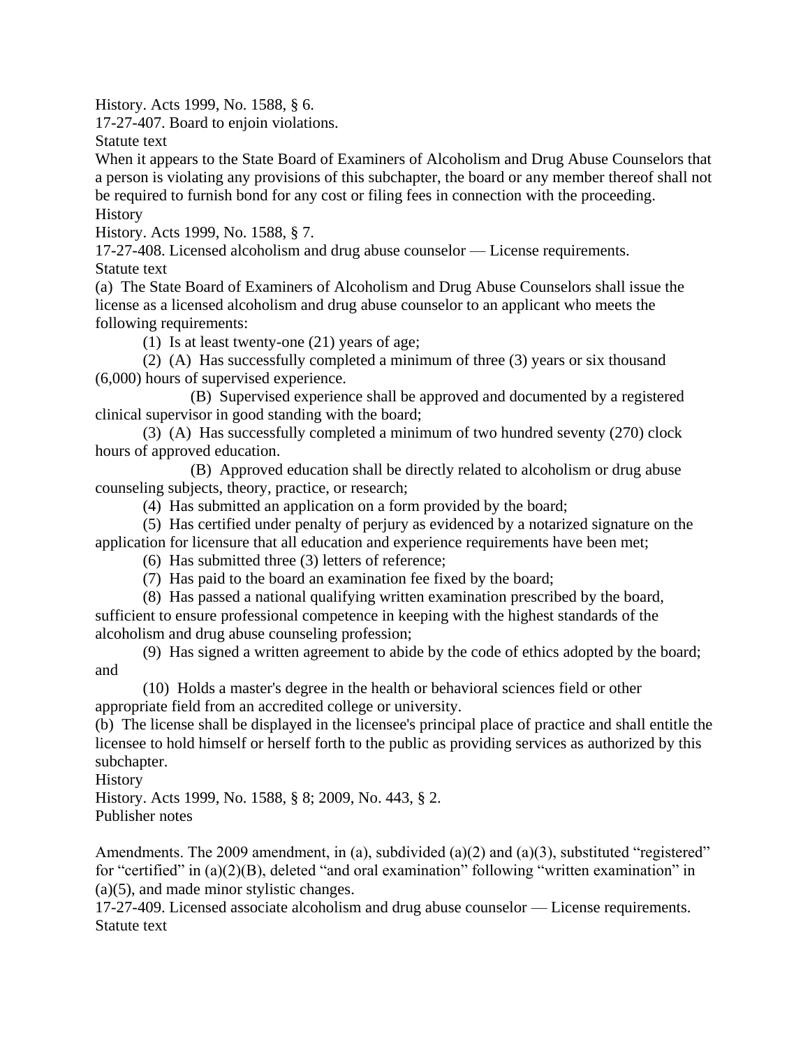History. Acts 1999, No. 1588, § 6.

17-27-407. Board to enjoin violations.

Statute text

When it appears to the State Board of Examiners of Alcoholism and Drug Abuse Counselors that a person is violating any provisions of this subchapter, the board or any member thereof shall not be required to furnish bond for any cost or filing fees in connection with the proceeding.

History

History. Acts 1999, No. 1588, § 7.

17-27-408. Licensed alcoholism and drug abuse counselor — License requirements.

Statute text

(a) The State Board of Examiners of Alcoholism and Drug Abuse Counselors shall issue the license as a licensed alcoholism and drug abuse counselor to an applicant who meets the following requirements:

(1) Is at least twenty-one (21) years of age;

(2) (A) Has successfully completed a minimum of three (3) years or six thousand (6,000) hours of supervised experience.

(B) Supervised experience shall be approved and documented by a registered clinical supervisor in good standing with the board;

(3) (A) Has successfully completed a minimum of two hundred seventy (270) clock hours of approved education.

(B) Approved education shall be directly related to alcoholism or drug abuse counseling subjects, theory, practice, or research;

(4) Has submitted an application on a form provided by the board;

(5) Has certified under penalty of perjury as evidenced by a notarized signature on the application for licensure that all education and experience requirements have been met;

(6) Has submitted three (3) letters of reference;

(7) Has paid to the board an examination fee fixed by the board;

(8) Has passed a national qualifying written examination prescribed by the board, sufficient to ensure professional competence in keeping with the highest standards of the alcoholism and drug abuse counseling profession;

(9) Has signed a written agreement to abide by the code of ethics adopted by the board; and

(10) Holds a master's degree in the health or behavioral sciences field or other appropriate field from an accredited college or university.

(b) The license shall be displayed in the licensee's principal place of practice and shall entitle the licensee to hold himself or herself forth to the public as providing services as authorized by this subchapter.

History

History. Acts 1999, No. 1588, § 8; 2009, No. 443, § 2.

Publisher notes

Amendments. The 2009 amendment, in (a), subdivided (a)(2) and (a)(3), substituted “registered” for “certified” in (a)(2)(B), deleted “and oral examination” following “written examination” in (a)(5), and made minor stylistic changes.

17-27-409. Licensed associate alcoholism and drug abuse counselor — License requirements.

Statute text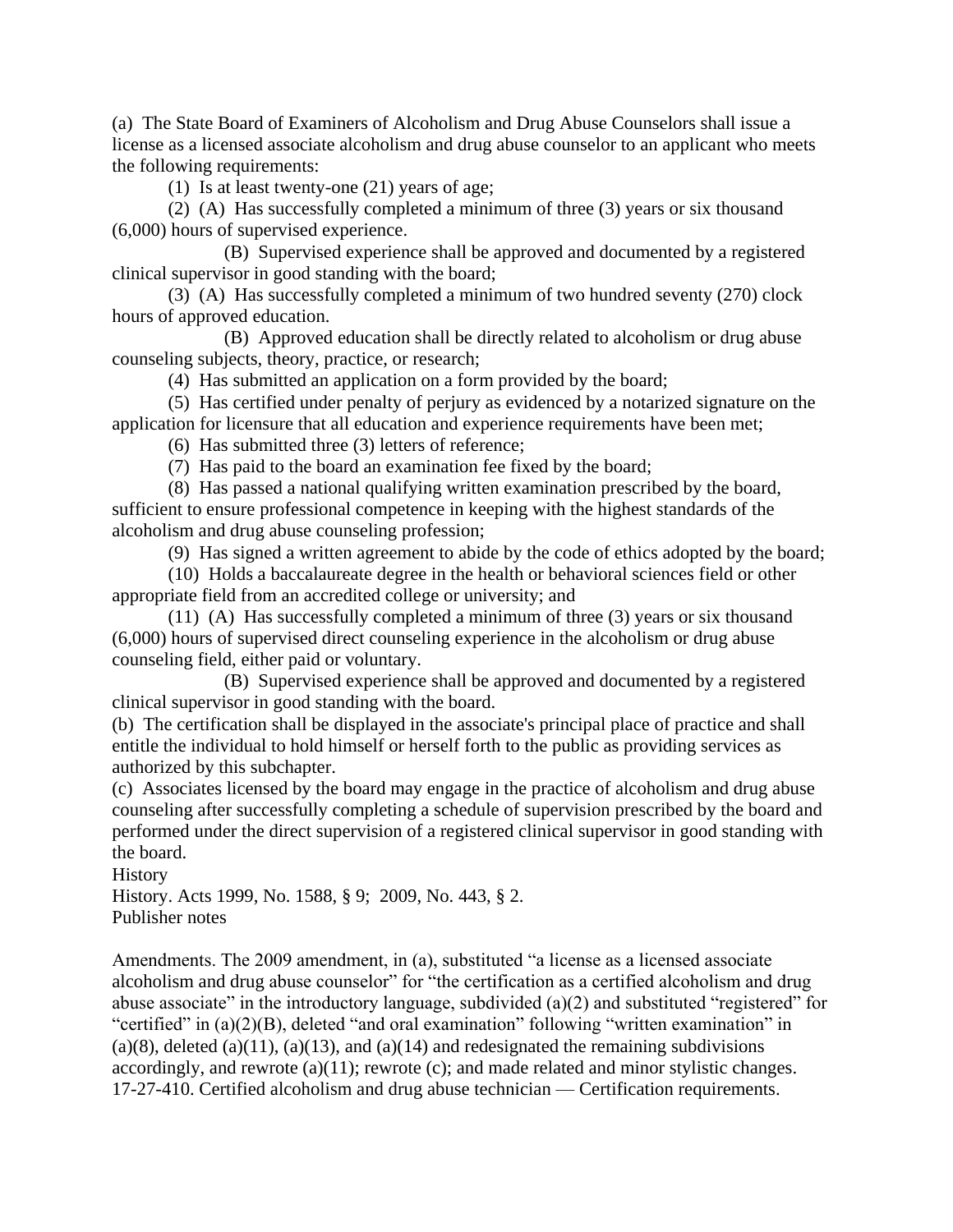(a) The State Board of Examiners of Alcoholism and Drug Abuse Counselors shall issue a license as a licensed associate alcoholism and drug abuse counselor to an applicant who meets the following requirements:

(1) Is at least twenty-one (21) years of age;

(2) (A) Has successfully completed a minimum of three (3) years or six thousand (6,000) hours of supervised experience.

(B) Supervised experience shall be approved and documented by a registered clinical supervisor in good standing with the board;

(3) (A) Has successfully completed a minimum of two hundred seventy (270) clock hours of approved education.

(B) Approved education shall be directly related to alcoholism or drug abuse counseling subjects, theory, practice, or research;

(4) Has submitted an application on a form provided by the board;

(5) Has certified under penalty of perjury as evidenced by a notarized signature on the application for licensure that all education and experience requirements have been met;

(6) Has submitted three (3) letters of reference;

(7) Has paid to the board an examination fee fixed by the board;

(8) Has passed a national qualifying written examination prescribed by the board, sufficient to ensure professional competence in keeping with the highest standards of the alcoholism and drug abuse counseling profession;

(9) Has signed a written agreement to abide by the code of ethics adopted by the board;

(10) Holds a baccalaureate degree in the health or behavioral sciences field or other appropriate field from an accredited college or university; and

(11) (A) Has successfully completed a minimum of three (3) years or six thousand (6,000) hours of supervised direct counseling experience in the alcoholism or drug abuse counseling field, either paid or voluntary.

(B) Supervised experience shall be approved and documented by a registered clinical supervisor in good standing with the board.

(b) The certification shall be displayed in the associate's principal place of practice and shall entitle the individual to hold himself or herself forth to the public as providing services as authorized by this subchapter.

(c) Associates licensed by the board may engage in the practice of alcoholism and drug abuse counseling after successfully completing a schedule of supervision prescribed by the board and performed under the direct supervision of a registered clinical supervisor in good standing with the board.

History

History. Acts 1999, No. 1588, § 9; 2009, No. 443, § 2.

Publisher notes

Amendments. The 2009 amendment, in (a), substituted "a license as a licensed associate alcoholism and drug abuse counselor" for "the certification as a certified alcoholism and drug abuse associate" in the introductory language, subdivided (a)(2) and substituted "registered" for "certified" in (a)(2)(B), deleted "and oral examination" following "written examination" in (a)(8), deleted (a)(11), (a)(13), and (a)(14) and redesignated the remaining subdivisions accordingly, and rewrote (a)(11); rewrote (c); and made related and minor stylistic changes.

17-27-410. Certified alcoholism and drug abuse technician — Certification requirements.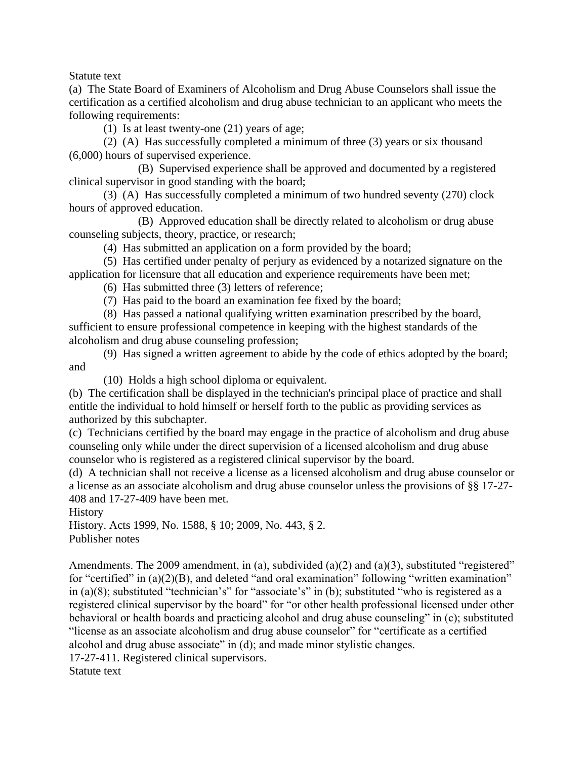Statute text

(a) The State Board of Examiners of Alcoholism and Drug Abuse Counselors shall issue the certification as a certified alcoholism and drug abuse technician to an applicant who meets the following requirements:

(1) Is at least twenty-one (21) years of age;

(2) (A) Has successfully completed a minimum of three (3) years or six thousand (6,000) hours of supervised experience.

(B) Supervised experience shall be approved and documented by a registered clinical supervisor in good standing with the board;

(3) (A) Has successfully completed a minimum of two hundred seventy (270) clock hours of approved education.

(B) Approved education shall be directly related to alcoholism or drug abuse counseling subjects, theory, practice, or research;

(4) Has submitted an application on a form provided by the board;

(5) Has certified under penalty of perjury as evidenced by a notarized signature on the application for licensure that all education and experience requirements have been met;

(6) Has submitted three (3) letters of reference;

(7) Has paid to the board an examination fee fixed by the board;

(8) Has passed a national qualifying written examination prescribed by the board, sufficient to ensure professional competence in keeping with the highest standards of the alcoholism and drug abuse counseling profession;

(9) Has signed a written agreement to abide by the code of ethics adopted by the board; and

(10) Holds a high school diploma or equivalent.

(b) The certification shall be displayed in the technician's principal place of practice and shall entitle the individual to hold himself or herself forth to the public as providing services as authorized by this subchapter.

(c) Technicians certified by the board may engage in the practice of alcoholism and drug abuse counseling only while under the direct supervision of a licensed alcoholism and drug abuse counselor who is registered as a registered clinical supervisor by the board.

(d) A technician shall not receive a license as a licensed alcoholism and drug abuse counselor or a license as an associate alcoholism and drug abuse counselor unless the provisions of §§ 17-27-408 and 17-27-409 have been met.

History

History. Acts 1999, No. 1588, § 10; 2009, No. 443, § 2.

Publisher notes

Amendments. The 2009 amendment, in (a), subdivided (a)(2) and (a)(3), substituted "registered" for "certified" in (a)(2)(B), and deleted "and oral examination" following "written examination" in (a)(8); substituted "technician's" for "associate's" in (b); substituted "who is registered as a registered clinical supervisor by the board" for "or other health professional licensed under other behavioral or health boards and practicing alcohol and drug abuse counseling" in (c); substituted "license as an associate alcoholism and drug abuse counselor" for "certificate as a certified alcohol and drug abuse associate" in (d); and made minor stylistic changes.

17-27-411. Registered clinical supervisors.

Statute text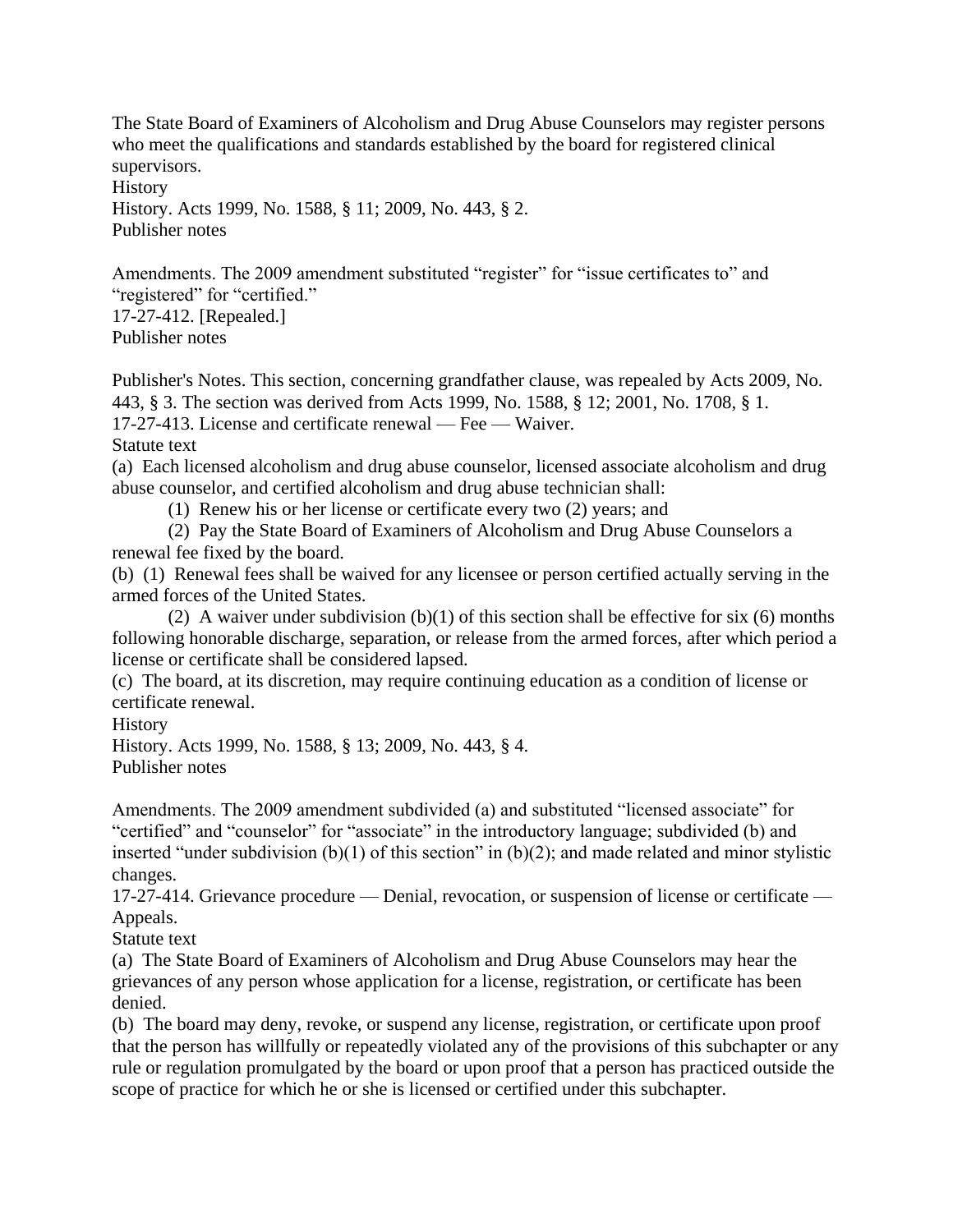The State Board of Examiners of Alcoholism and Drug Abuse Counselors may register persons who meet the qualifications and standards established by the board for registered clinical supervisors.

History

History. Acts 1999, No. 1588, § 11; 2009, No. 443, § 2.

Publisher notes

Amendments. The 2009 amendment substituted “register” for “issue certificates to” and “registered” for “certified.”

17-27-412. [Repealed.]

Publisher notes

Publisher's Notes. This section, concerning grandfather clause, was repealed by Acts 2009, No. 443, § 3. The section was derived from Acts 1999, No. 1588, § 12; 2001, No. 1708, § 1.

17-27-413. License and certificate renewal — Fee — Waiver.

Statute text

(a) Each licensed alcoholism and drug abuse counselor, licensed associate alcoholism and drug abuse counselor, and certified alcoholism and drug abuse technician shall:

(1) Renew his or her license or certificate every two (2) years; and

(2) Pay the State Board of Examiners of Alcoholism and Drug Abuse Counselors a renewal fee fixed by the board.

(b) (1) Renewal fees shall be waived for any licensee or person certified actually serving in the armed forces of the United States.

(2) A waiver under subdivision (b)(1) of this section shall be effective for six (6) months following honorable discharge, separation, or release from the armed forces, after which period a license or certificate shall be considered lapsed.

(c) The board, at its discretion, may require continuing education as a condition of license or certificate renewal.

History

History. Acts 1999, No. 1588, § 13; 2009, No. 443, § 4.

Publisher notes

Amendments. The 2009 amendment subdivided (a) and substituted “licensed associate” for “certified” and “counselor” for “associate” in the introductory language; subdivided (b) and inserted “under subdivision (b)(1) of this section” in (b)(2); and made related and minor stylistic changes.

17-27-414. Grievance procedure — Denial, revocation, or suspension of license or certificate — Appeals.

Statute text

(a) The State Board of Examiners of Alcoholism and Drug Abuse Counselors may hear the grievances of any person whose application for a license, registration, or certificate has been denied.

(b) The board may deny, revoke, or suspend any license, registration, or certificate upon proof that the person has willfully or repeatedly violated any of the provisions of this subchapter or any rule or regulation promulgated by the board or upon proof that a person has practiced outside the scope of practice for which he or she is licensed or certified under this subchapter.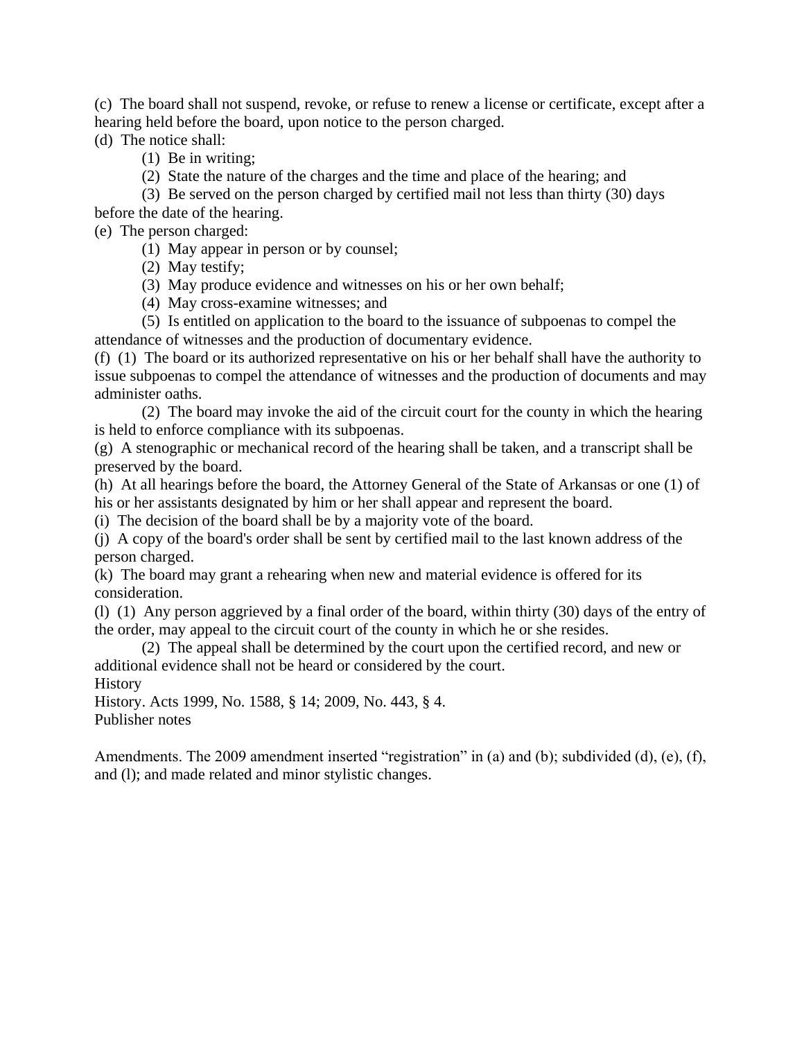(c) The board shall not suspend, revoke, or refuse to renew a license or certificate, except after a hearing held before the board, upon notice to the person charged.

(d) The notice shall:

(1) Be in writing;

(2) State the nature of the charges and the time and place of the hearing; and

(3) Be served on the person charged by certified mail not less than thirty (30) days before the date of the hearing.

(e) The person charged:

(1) May appear in person or by counsel;

(2) May testify;

(3) May produce evidence and witnesses on his or her own behalf;

(4) May cross-examine witnesses; and

(5) Is entitled on application to the board to the issuance of subpoenas to compel the attendance of witnesses and the production of documentary evidence.

(f) (1) The board or its authorized representative on his or her behalf shall have the authority to issue subpoenas to compel the attendance of witnesses and the production of documents and may administer oaths.

(2) The board may invoke the aid of the circuit court for the county in which the hearing is held to enforce compliance with its subpoenas.

(g) A stenographic or mechanical record of the hearing shall be taken, and a transcript shall be preserved by the board.

(h) At all hearings before the board, the Attorney General of the State of Arkansas or one (1) of his or her assistants designated by him or her shall appear and represent the board.

(i) The decision of the board shall be by a majority vote of the board.

(j) A copy of the board's order shall be sent by certified mail to the last known address of the person charged.

(k) The board may grant a rehearing when new and material evidence is offered for its consideration.

(l) (1) Any person aggrieved by a final order of the board, within thirty (30) days of the entry of the order, may appeal to the circuit court of the county in which he or she resides.

(2) The appeal shall be determined by the court upon the certified record, and new or additional evidence shall not be heard or considered by the court.

History

History. Acts 1999, No. 1588, § 14; 2009, No. 443, § 4.

Publisher notes

Amendments. The 2009 amendment inserted "registration" in (a) and (b); subdivided (d), (e), (f), and (l); and made related and minor stylistic changes.